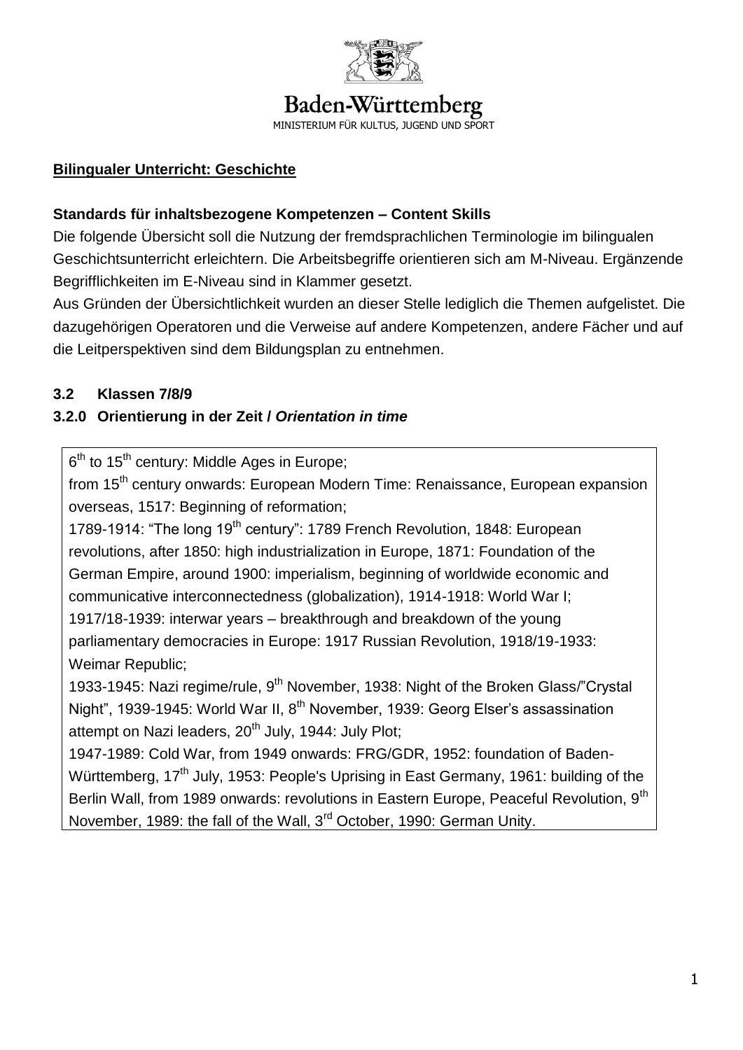Baden-Württemberg

MINISTERIUM FÜR KULTUS, JUGEND UND SPORT

**Bilingualer Unterricht: Geschichte**

**Standards für inhaltsbezogene Kompetenzen – Content Skills**

Die folgende Übersicht soll die Nutzung der fremdsprachlichen Terminologie im bilingualen Geschichtsunterricht erleichtern. Die Arbeitsbegriffe orientieren sich am M-Niveau. Ergänzende Begrifflichkeiten im E-Niveau sind in Klammer gesetzt.

Aus Gründen der Übersichtlichkeit wurden an dieser Stelle lediglich die Themen aufgelistet. Die dazugehörigen Operatoren und die Verweise auf andere Kompetenzen, andere Fächer und auf die Leitperspektiven sind dem Bildungsplan zu entnehmen.

### 3.2 Klassen 7/8/9

### 3.2.0 Orientierung in der Zeit / *Orientation in time*

6th to 15th century: Middle Ages in Europe;
from 15th century onwards: European Modern Time: Renaissance, European expansion overseas, 1517: Beginning of reformation;
1789-1914: "The long 19th century": 1789 French Revolution, 1848: European revolutions, after 1850: high industrialization in Europe, 1871: Foundation of the German Empire, around 1900: imperialism, beginning of worldwide economic and communicative interconnectedness (globalization), 1914-1918: World War I;
1917/18-1939: interwar years – breakthrough and breakdown of the young parliamentary democracies in Europe: 1917 Russian Revolution, 1918/19-1933: Weimar Republic;
1933-1945: Nazi regime/rule, 9th November, 1938: Night of the Broken Glass/"Crystal Night", 1939-1945: World War II, 8th November, 1939: Georg Elser's assassination attempt on Nazi leaders, 20th July, 1944: July Plot;
1947-1989: Cold War, from 1949 onwards: FRG/GDR, 1952: foundation of Baden-Württemberg, 17th July, 1953: People's Uprising in East Germany, 1961: building of the Berlin Wall, from 1989 onwards: revolutions in Eastern Europe, Peaceful Revolution, 9th November, 1989: the fall of the Wall, 3rd October, 1990: German Unity.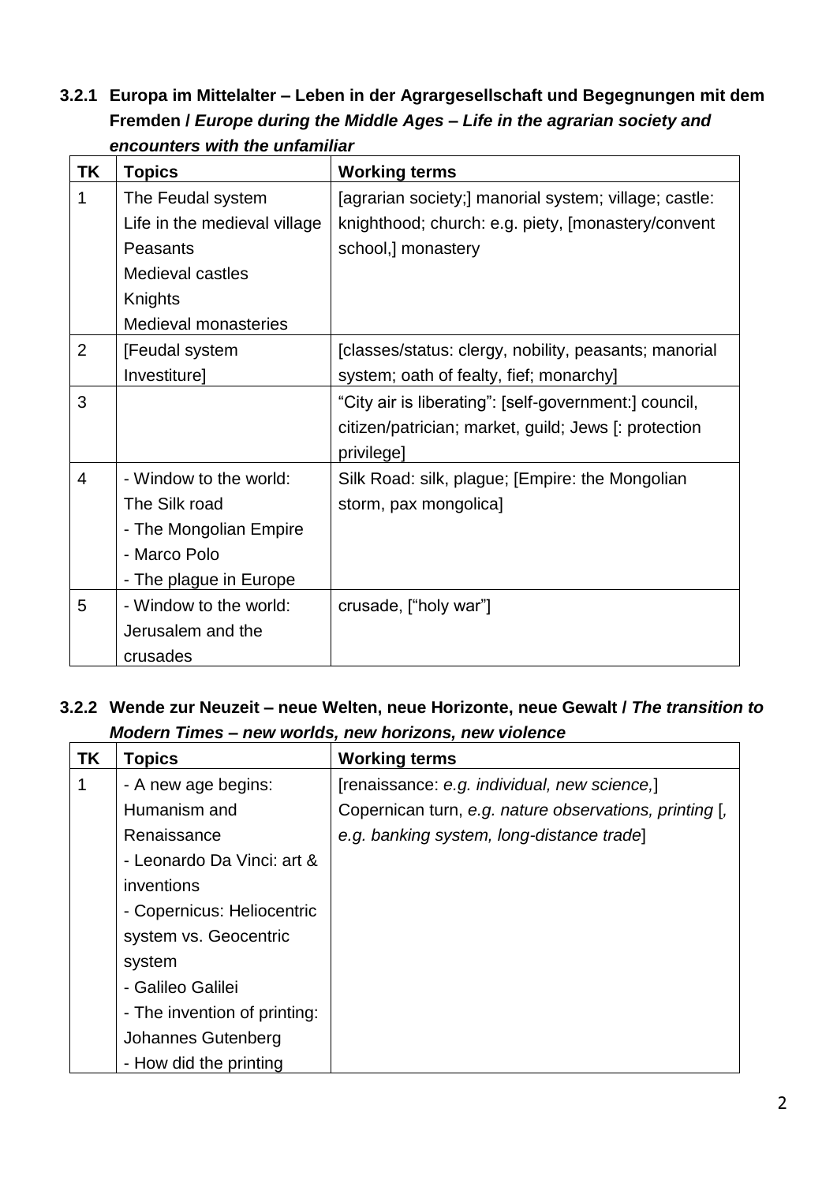### 3.2.1 Europa im Mittelalter – Leben in der Agrargesellschaft und Begegnungen mit dem Fremden / *Europe during the Middle Ages – Life in the agrarian society and encounters with the unfamiliar*

| TK | Topics | Working terms |
|---|---|---|
| 1 | The Feudal system<br>Life in the medieval village<br>Peasants<br>Medieval castles<br>Knights<br>Medieval monasteries | [agrarian society;] manorial system; village; castle: knighthood; church: e.g. piety, [monastery/convent school,] monastery |
| 2 | [Feudal system<br>Investiture] | [classes/status: clergy, nobility, peasants; manorial system; oath of fealty, fief; monarchy] |
| 3 | | "City air is liberating": [self-government:] council, citizen/patrician; market, guild; Jews [: protection privilege] |
| 4 | - Window to the world: The Silk road<br>- The Mongolian Empire<br>- Marco Polo<br>- The plague in Europe | Silk Road: silk, plague; [Empire: the Mongolian storm, pax mongolica] |
| 5 | - Window to the world: Jerusalem and the crusades | crusade, ["holy war"] |

### 3.2.2 Wende zur Neuzeit – neue Welten, neue Horizonte, neue Gewalt / *The transition to Modern Times – new worlds, new horizons, new violence*

| TK | Topics | Working terms |
|---|---|---|
| 1 | - A new age begins: Humanism and Renaissance<br>- Leonardo Da Vinci: art & inventions<br>- Copernicus: Heliocentric system vs. Geocentric system<br>- Galileo Galilei<br>- The invention of printing: Johannes Gutenberg<br>- How did the printing | [renaissance: *e.g. individual, new science,*] Copernican turn, *e.g. nature observations, printing* [*, e.g. banking system, long-distance trade*] |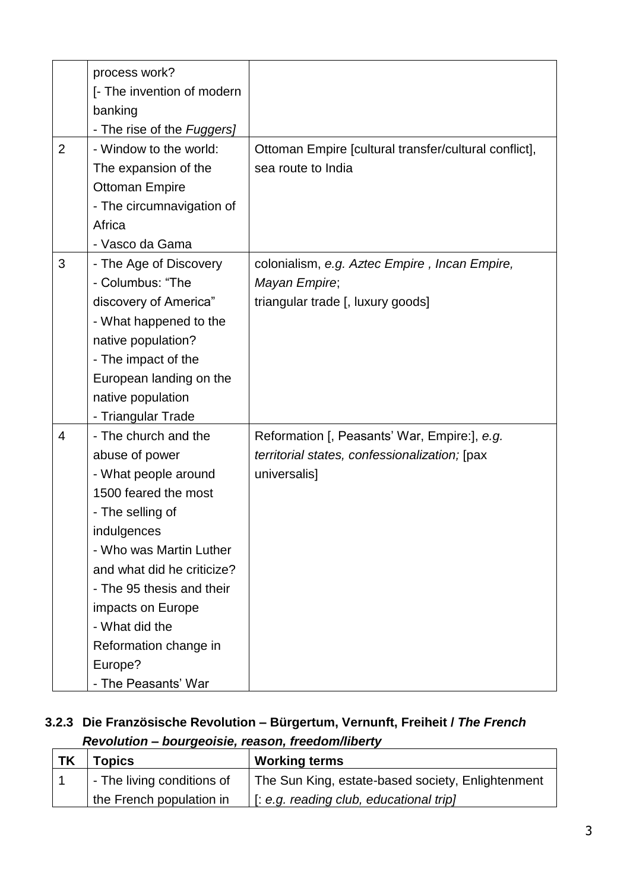| | | |
|---|---|---|
| | process work?<br>[- The invention of modern banking<br>- The rise of the *Fuggers]* | |
| 2 | - Window to the world: The expansion of the Ottoman Empire<br>- The circumnavigation of Africa<br>- Vasco da Gama | Ottoman Empire [cultural transfer/cultural conflict], sea route to India |
| 3 | - The Age of Discovery<br>- Columbus: "The discovery of America"<br>- What happened to the native population?<br>- The impact of the European landing on the native population<br>- Triangular Trade | colonialism, *e.g. Aztec Empire , Incan Empire, Mayan Empire*;<br>triangular trade [, luxury goods] |
| 4 | - The church and the abuse of power<br>- What people around 1500 feared the most<br>- The selling of indulgences<br>- Who was Martin Luther and what did he criticize?<br>- The 95 thesis and their impacts on Europe<br>- What did the Reformation change in Europe?<br>- The Peasants' War | Reformation [, Peasants' War, Empire:], *e.g. territorial states, confessionalization;* [pax universalis] |

### 3.2.3 Die Französische Revolution – Bürgertum, Vernunft, Freiheit / *The French Revolution – bourgeoisie, reason, freedom/liberty*

| TK | Topics | Working terms |
|---|---|---|
| 1 | - The living conditions of the French population in | The Sun King, estate-based society, Enlightenment [: *e.g. reading club, educational trip]* |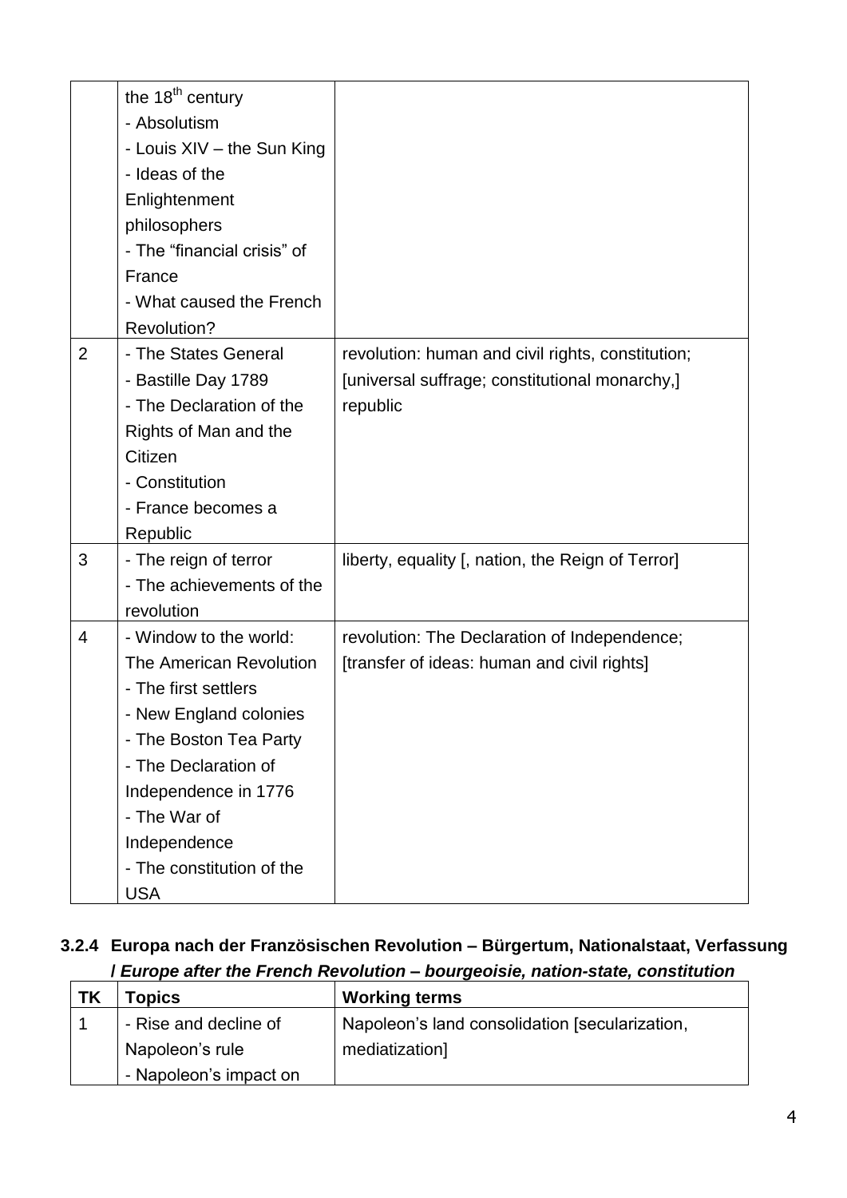| | | |
|---|---|---|
| | the 18<sup>th</sup> century<br>- Absolutism<br>- Louis XIV – the Sun King<br>- Ideas of the Enlightenment philosophers<br>- The “financial crisis” of France<br>- What caused the French Revolution? | |
| 2 | - The States General<br>- Bastille Day 1789<br>- The Declaration of the Rights of Man and the Citizen<br>- Constitution<br>- France becomes a Republic | revolution: human and civil rights, constitution; [universal suffrage; constitutional monarchy,] republic |
| 3 | - The reign of terror<br>- The achievements of the revolution | liberty, equality [, nation, the Reign of Terror] |
| 4 | - Window to the world: The American Revolution<br>- The first settlers<br>- New England colonies<br>- The Boston Tea Party<br>- The Declaration of Independence in 1776<br>- The War of Independence<br>- The constitution of the USA | revolution: The Declaration of Independence; [transfer of ideas: human and civil rights] |

### 3.2.4 Europa nach der Französischen Revolution – Bürgertum, Nationalstaat, Verfassung / *Europe after the French Revolution – bourgeoisie, nation-state, constitution*

| TK | Topics | Working terms |
|---|---|---|
| 1 | - Rise and decline of Napoleon’s rule<br>- Napoleon’s impact on | Napoleon’s land consolidation [secularization, mediatization] |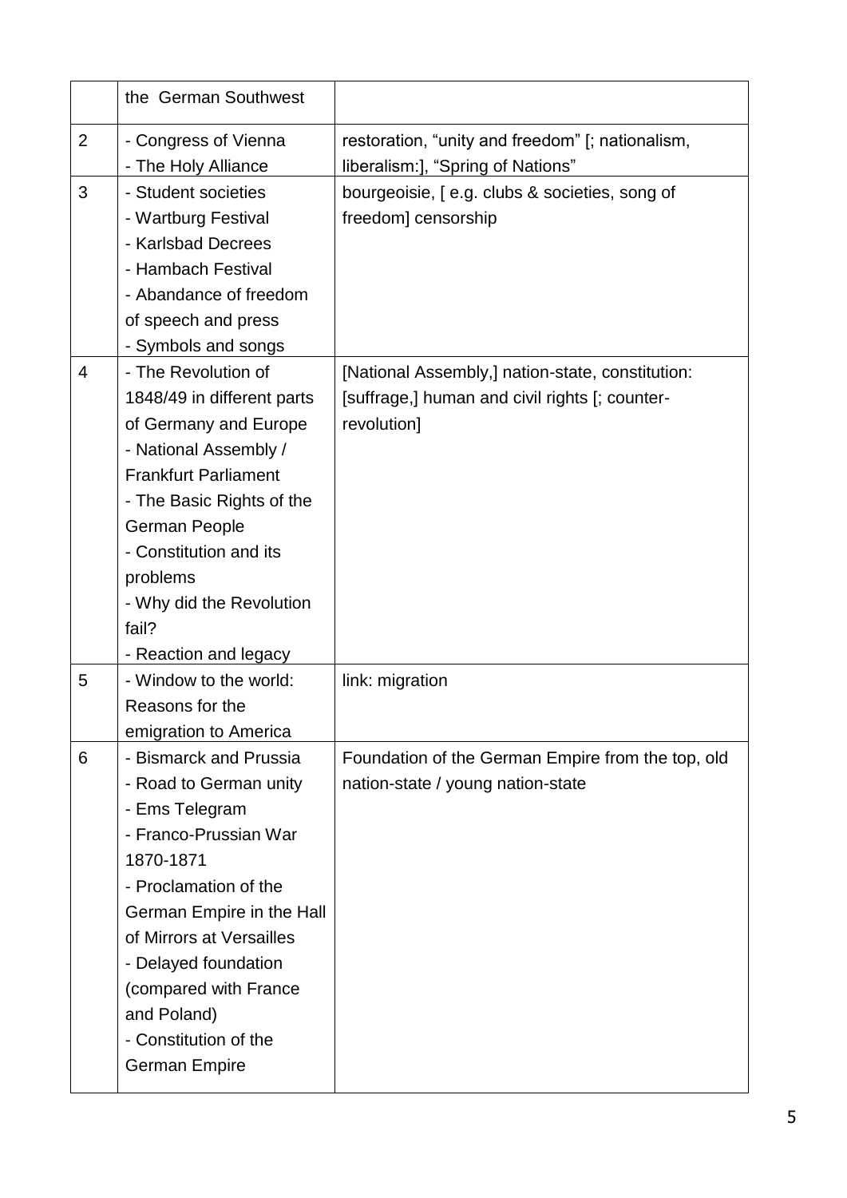| | | |
|---|---|---|
| | the German Southwest | |
| 2 | - Congress of Vienna<br>- The Holy Alliance | restoration, "unity and freedom" [; nationalism, liberalism:], "Spring of Nations" |
| 3 | - Student societies<br>- Wartburg Festival<br>- Karlsbad Decrees<br>- Hambach Festival<br>- Abandance of freedom of speech and press<br>- Symbols and songs | bourgeoisie, [ e.g. clubs & societies, song of freedom] censorship |
| 4 | - The Revolution of 1848/49 in different parts of Germany and Europe<br>- National Assembly / Frankfurt Parliament<br>- The Basic Rights of the German People<br>- Constitution and its problems<br>- Why did the Revolution fail?<br>- Reaction and legacy | [National Assembly,] nation-state, constitution: [suffrage,] human and civil rights [; counter-revolution] |
| 5 | - Window to the world: Reasons for the emigration to America | link: migration |
| 6 | - Bismarck and Prussia<br>- Road to German unity<br>- Ems Telegram<br>- Franco-Prussian War 1870-1871<br>- Proclamation of the German Empire in the Hall of Mirrors at Versailles<br>- Delayed foundation (compared with France and Poland)<br>- Constitution of the German Empire | Foundation of the German Empire from the top, old nation-state / young nation-state |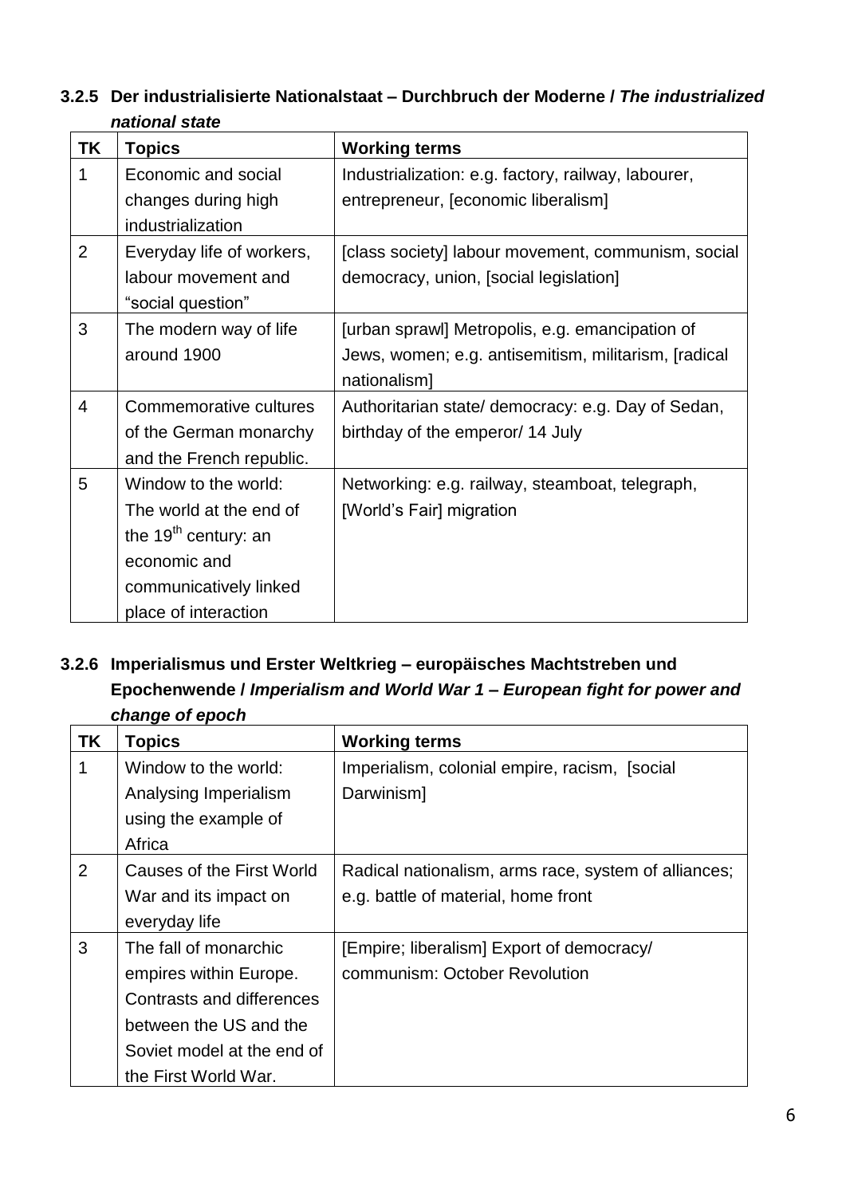### 3.2.5 Der industrialisierte Nationalstaat – Durchbruch der Moderne / *The industrialized national state*

| TK | Topics | Working terms |
|---|---|---|
| 1 | Economic and social changes during high industrialization | Industrialization: e.g. factory, railway, labourer, entrepreneur, [economic liberalism] |
| 2 | Everyday life of workers, labour movement and "social question" | [class society] labour movement, communism, social democracy, union, [social legislation] |
| 3 | The modern way of life around 1900 | [urban sprawl] Metropolis, e.g. emancipation of Jews, women; e.g. antisemitism, militarism, [radical nationalism] |
| 4 | Commemorative cultures of the German monarchy and the French republic. | Authoritarian state/ democracy: e.g. Day of Sedan, birthday of the emperor/ 14 July |
| 5 | Window to the world: The world at the end of the 19th century: an economic and communicatively linked place of interaction | Networking: e.g. railway, steamboat, telegraph, [World's Fair] migration |

### 3.2.6 Imperialismus und Erster Weltkrieg – europäisches Machtstreben und Epochenwende / *Imperialism and World War 1 – European fight for power and change of epoch*

| TK | Topics | Working terms |
|---|---|---|
| 1 | Window to the world: Analysing Imperialism using the example of Africa | Imperialism, colonial empire, racism, [social Darwinism] |
| 2 | Causes of the First World War and its impact on everyday life | Radical nationalism, arms race, system of alliances; e.g. battle of material, home front |
| 3 | The fall of monarchic empires within Europe. Contrasts and differences between the US and the Soviet model at the end of the First World War. | [Empire; liberalism] Export of democracy/ communism: October Revolution |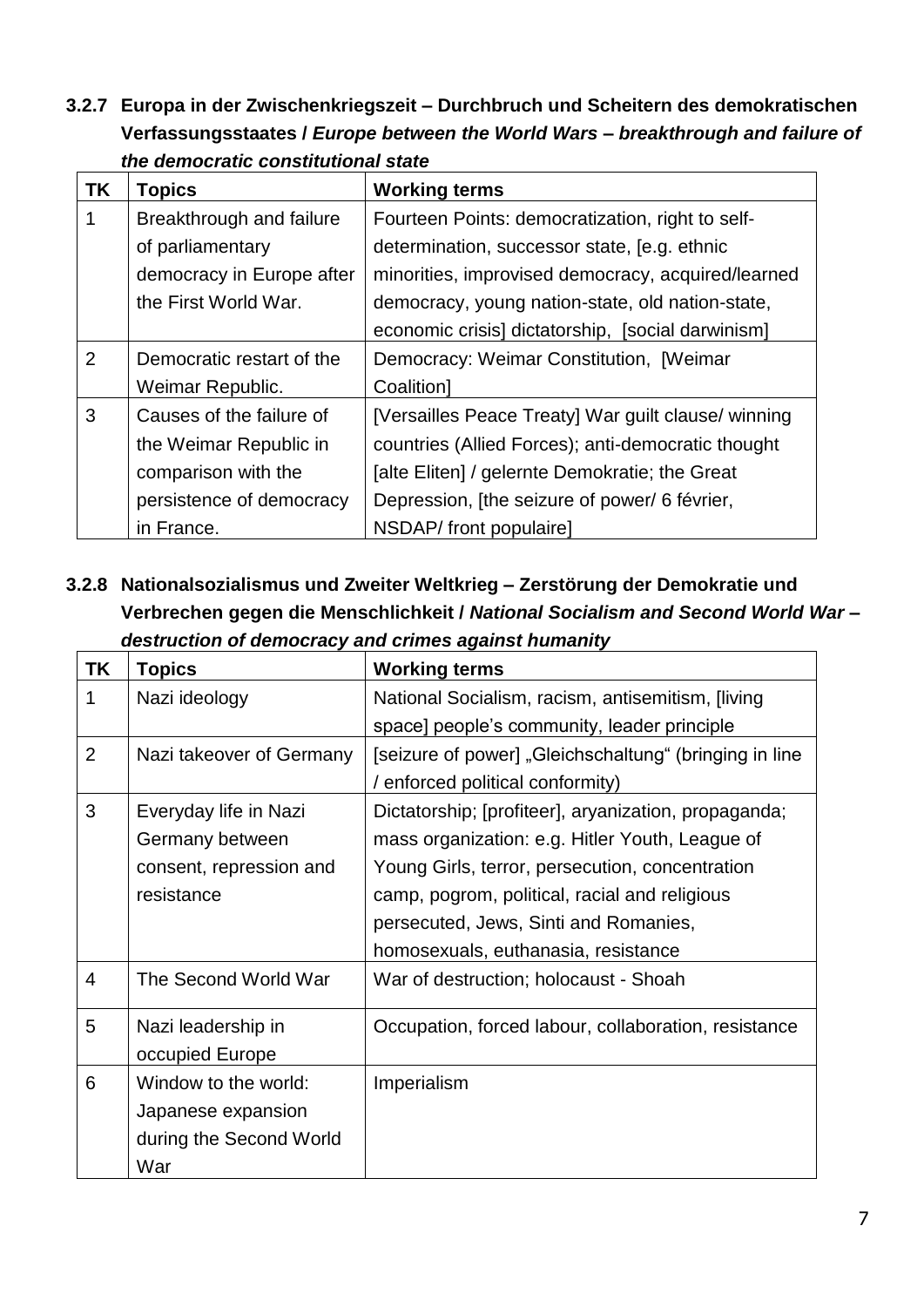### 3.2.7 Europa in der Zwischenkriegszeit – Durchbruch und Scheitern des demokratischen Verfassungsstaates / *Europe between the World Wars – breakthrough and failure of the democratic constitutional state*

| TK | Topics | Working terms |
|---|---|---|
| 1 | Breakthrough and failure of parliamentary democracy in Europe after the First World War. | Fourteen Points: democratization, right to self-determination, successor state, [e.g. ethnic minorities, improvised democracy, acquired/learned democracy, young nation-state, old nation-state, economic crisis] dictatorship, [social darwinism] |
| 2 | Democratic restart of the Weimar Republic. | Democracy: Weimar Constitution, [Weimar Coalition] |
| 3 | Causes of the failure of the Weimar Republic in comparison with the persistence of democracy in France. | [Versailles Peace Treaty] War guilt clause/ winning countries (Allied Forces); anti-democratic thought [alte Eliten] / gelernte Demokratie; the Great Depression, [the seizure of power/ 6 février, NSDAP/ front populaire] |

### 3.2.8 Nationalsozialismus und Zweiter Weltkrieg – Zerstörung der Demokratie und Verbrechen gegen die Menschlichkeit / *National Socialism and Second World War – destruction of democracy and crimes against humanity*

| TK | Topics | Working terms |
|---|---|---|
| 1 | Nazi ideology | National Socialism, racism, antisemitism, [living space] people's community, leader principle |
| 2 | Nazi takeover of Germany | [seizure of power] „Gleichschaltung" (bringing in line / enforced political conformity) |
| 3 | Everyday life in Nazi Germany between consent, repression and resistance | Dictatorship; [profiteer], aryanization, propaganda; mass organization: e.g. Hitler Youth, League of Young Girls, terror, persecution, concentration camp, pogrom, political, racial and religious persecuted, Jews, Sinti and Romanies, homosexuals, euthanasia, resistance |
| 4 | The Second World War | War of destruction; holocaust - Shoah |
| 5 | Nazi leadership in occupied Europe | Occupation, forced labour, collaboration, resistance |
| 6 | Window to the world: Japanese expansion during the Second World War | Imperialism |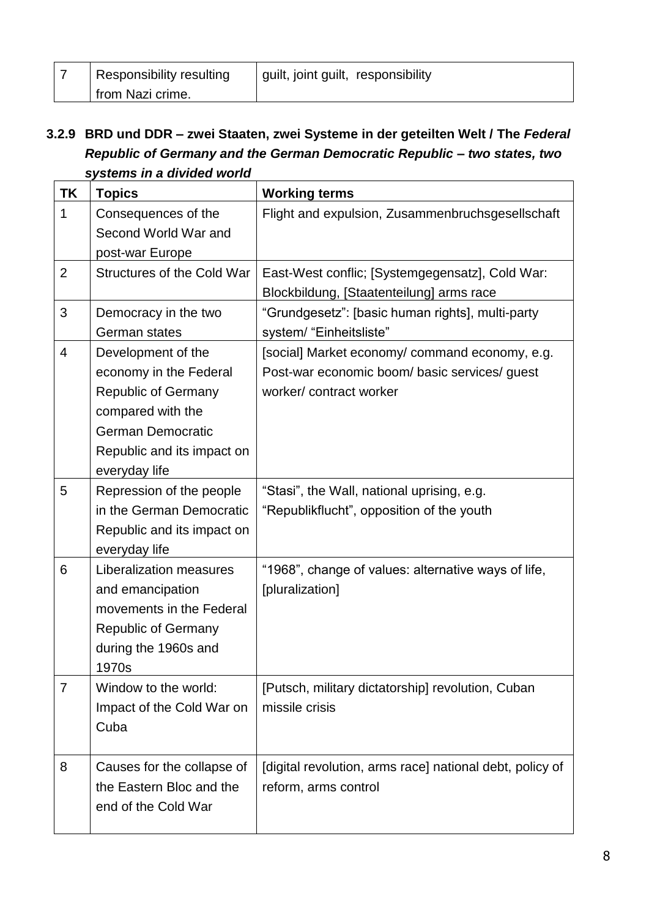| 7 | Responsibility resulting from Nazi crime. | guilt, joint guilt, responsibility |
|---|---|---|

### 3.2.9 BRD und DDR – zwei Staaten, zwei Systeme in der geteilten Welt / The *Federal Republic of Germany and the German Democratic Republic – two states, two systems in a divided world*

| TK | Topics | Working terms |
|---|---|---|
| 1 | Consequences of the Second World War and post-war Europe | Flight and expulsion, Zusammenbruchsgesellschaft |
| 2 | Structures of the Cold War | East-West conflic; [Systemgegensatz], Cold War: Blockbildung, [Staatenteilung] arms race |
| 3 | Democracy in the two German states | "Grundgesetz": [basic human rights], multi-party system/ "Einheitsliste" |
| 4 | Development of the economy in the Federal Republic of Germany compared with the German Democratic Republic and its impact on everyday life | [social] Market economy/ command economy, e.g. Post-war economic boom/ basic services/ guest worker/ contract worker |
| 5 | Repression of the people in the German Democratic Republic and its impact on everyday life | "Stasi", the Wall, national uprising, e.g. "Republikflucht", opposition of the youth |
| 6 | Liberalization measures and emancipation movements in the Federal Republic of Germany during the 1960s and 1970s | "1968", change of values: alternative ways of life, [pluralization] |
| 7 | Window to the world: Impact of the Cold War on Cuba | [Putsch, military dictatorship] revolution, Cuban missile crisis |
| 8 | Causes for the collapse of the Eastern Bloc and the end of the Cold War | [digital revolution, arms race] national debt, policy of reform, arms control |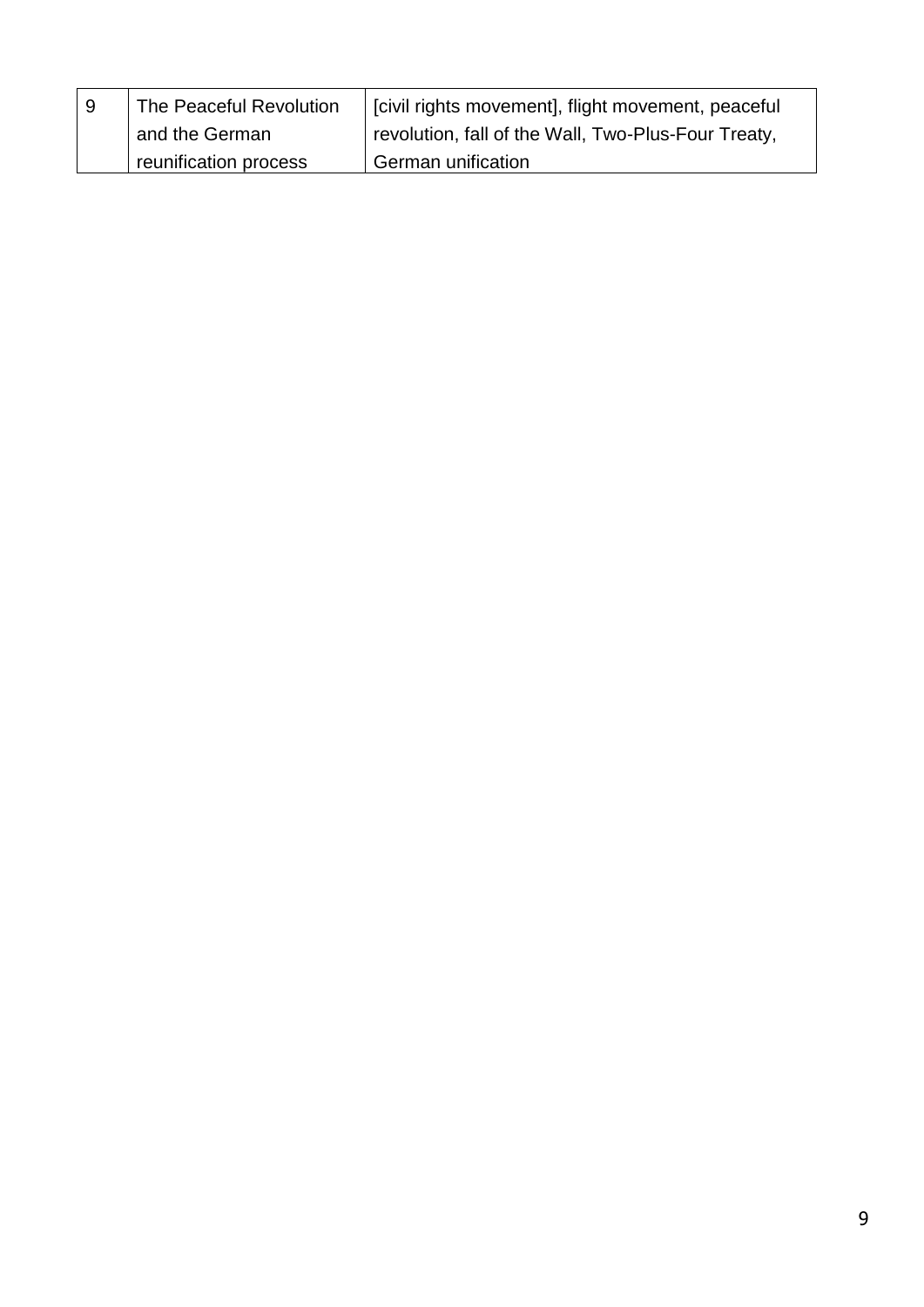| | | |
|---|---|---|
| 9 | The Peaceful Revolution and the German reunification process | [civil rights movement], flight movement, peaceful revolution, fall of the Wall, Two-Plus-Four Treaty, German unification |